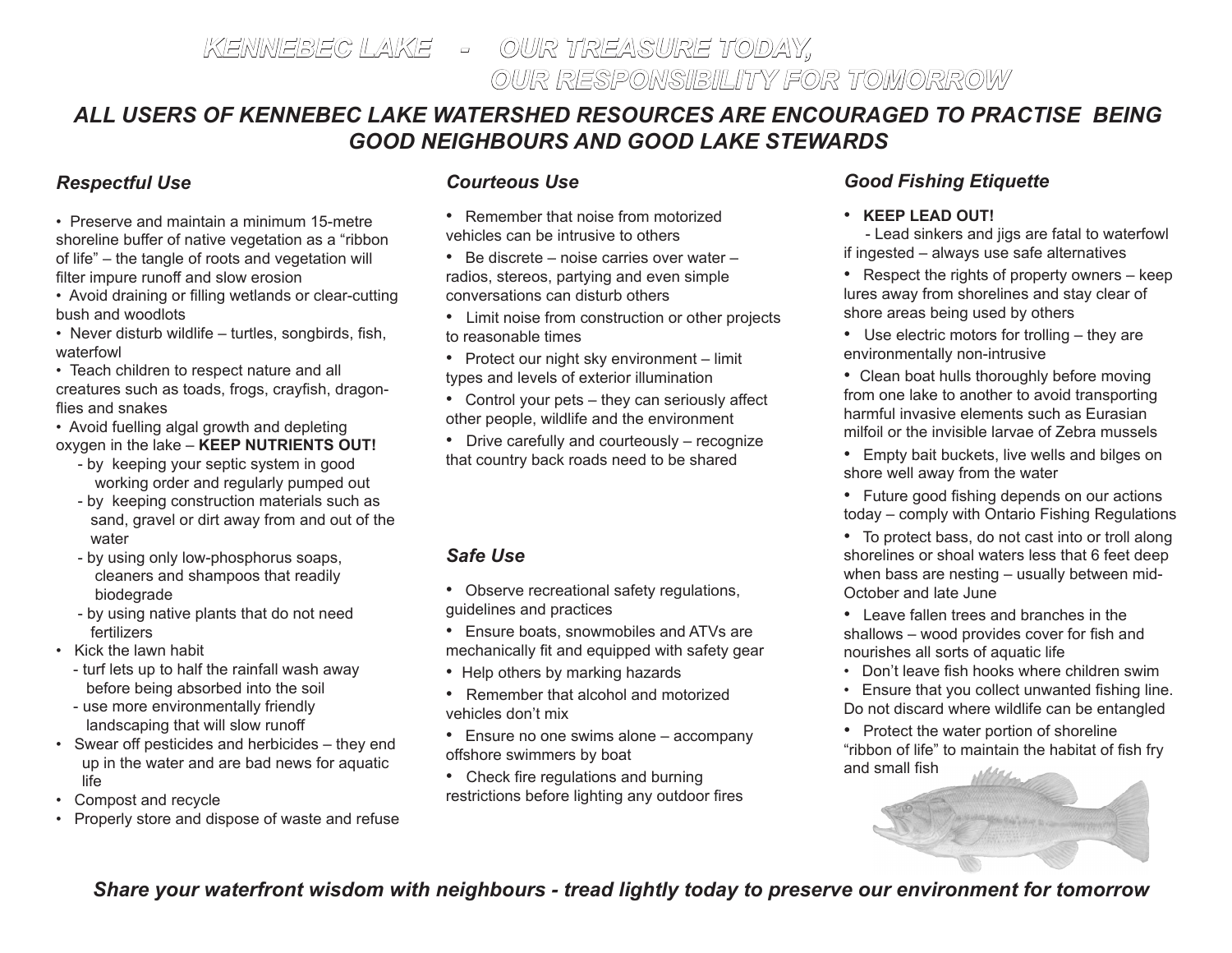# KENNEBEC LAKE - OUR TREASURE TODAY, OUR RESPONSIBILITY FOR TOMORROW

## *ALL USERS OF KENNEBEC LAKE WATERSHED RESOURCES ARE ENCOURAGED TO PRACTISE BEING GOOD NEIGHBOURS AND GOOD LAKE STEWARDS*

### *Respectful Use*

- Preserve and maintain a minimum 15-metre shoreline buffer of native vegetation as a "ribbon of life" – the tangle of roots and vegetation will filter impure runoff and slow erosion
- Avoid draining or filling wetlands or clear-cutting bush and woodlots
- Never disturb wildlife – turtles, songbirds, fish, waterfowl
- Teach children to respect nature and all creatures such as toads, frogs, crayfish, dragon-flies and snakes
- Avoid fuelling algal growth and depleting oxygen in the lake – **KEEP NUTRIENTS OUT!**
  - by keeping your septic system in good working order and regularly pumped out
  - by keeping construction materials such as sand, gravel or dirt away from and out of the water
  - by using only low-phosphorus soaps, cleaners and shampoos that readily biodegrade
  - by using native plants that do not need fertilizers
- Kick the lawn habit
  - turf lets up to half the rainfall wash away before being absorbed into the soil
  - use more environmentally friendly landscaping that will slow runoff
- Swear off pesticides and herbicides – they end up in the water and are bad news for aquatic life
- Compost and recycle
- Properly store and dispose of waste and refuse

### *Courteous Use*

- Remember that noise from motorized vehicles can be intrusive to others
- Be discrete – noise carries over water – radios, stereos, partying and even simple conversations can disturb others
- Limit noise from construction or other projects to reasonable times
- Protect our night sky environment – limit types and levels of exterior illumination
- Control your pets – they can seriously affect other people, wildlife and the environment
- Drive carefully and courteously – recognize that country back roads need to be shared

### *Safe Use*

- Observe recreational safety regulations, guidelines and practices
- Ensure boats, snowmobiles and ATVs are mechanically fit and equipped with safety gear
- Help others by marking hazards
- Remember that alcohol and motorized vehicles don't mix
- Ensure no one swims alone – accompany offshore swimmers by boat
- Check fire regulations and burning restrictions before lighting any outdoor fires

### *Good Fishing Etiquette*

- **KEEP LEAD OUT!**
  - Lead sinkers and jigs are fatal to waterfowl if ingested – always use safe alternatives
- Respect the rights of property owners – keep lures away from shorelines and stay clear of shore areas being used by others
- Use electric motors for trolling – they are environmentally non-intrusive
- Clean boat hulls thoroughly before moving from one lake to another to avoid transporting harmful invasive elements such as Eurasian milfoil or the invisible larvae of Zebra mussels
- Empty bait buckets, live wells and bilges on shore well away from the water
- Future good fishing depends on our actions today – comply with Ontario Fishing Regulations
- To protect bass, do not cast into or troll along shorelines or shoal waters less that 6 feet deep when bass are nesting – usually between mid-October and late June
- Leave fallen trees and branches in the shallows – wood provides cover for fish and nourishes all sorts of aquatic life
- Don't leave fish hooks where children swim
- Ensure that you collect unwanted fishing line. Do not discard where wildlife can be entangled
- Protect the water portion of shoreline "ribbon of life" to maintain the habitat of fish fry and small fish

***Share your waterfront wisdom with neighbours - tread lightly today to preserve our environment for tomorrow***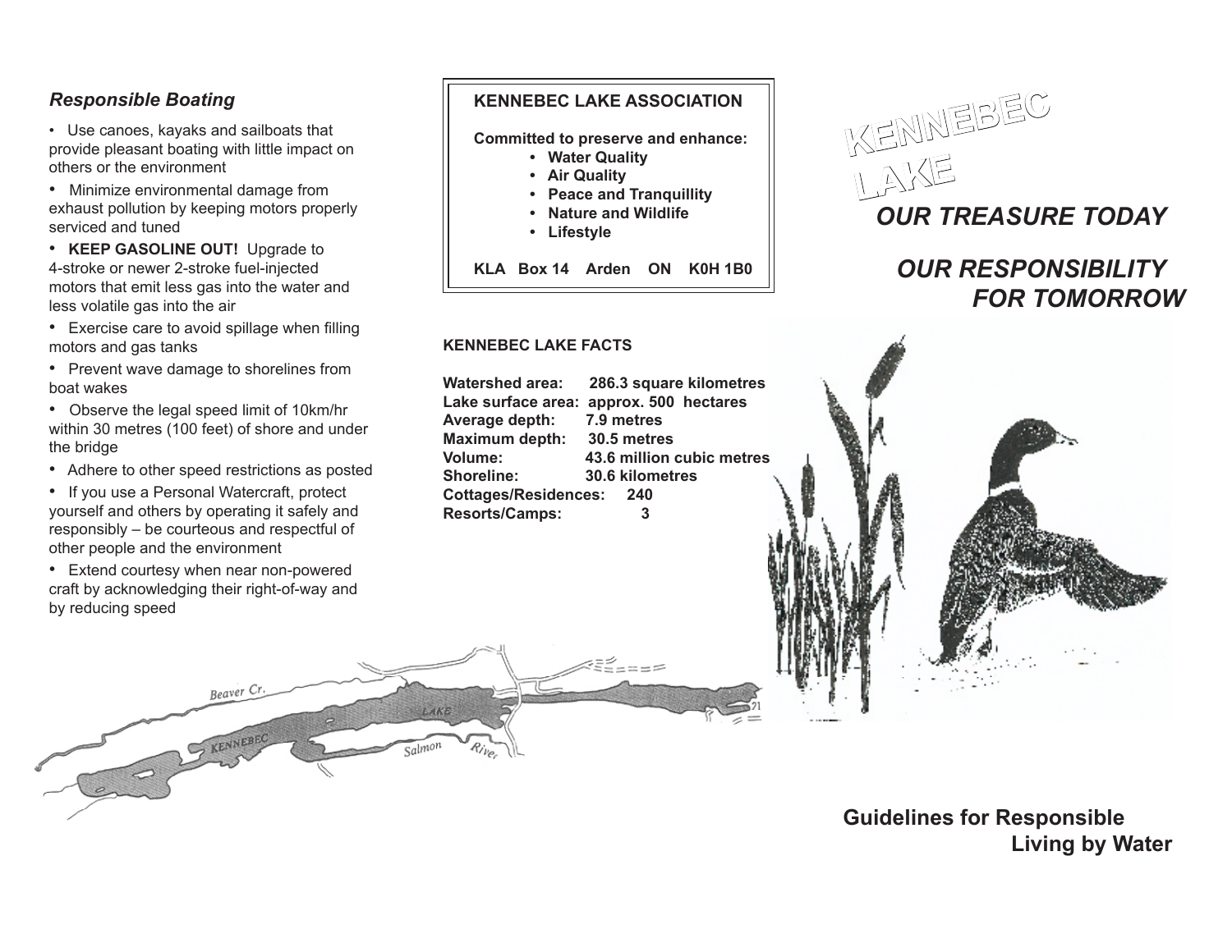### *Responsible Boating*

- Use canoes, kayaks and sailboats that provide pleasant boating with little impact on others or the environment
- Minimize environmental damage from exhaust pollution by keeping motors properly serviced and tuned
- **KEEP GASOLINE OUT!** Upgrade to 4-stroke or newer 2-stroke fuel-injected motors that emit less gas into the water and less volatile gas into the air
- Exercise care to avoid spillage when filling motors and gas tanks
- Prevent wave damage to shorelines from boat wakes
- Observe the legal speed limit of 10km/hr within 30 metres (100 feet) of shore and under the bridge
- Adhere to other speed restrictions as posted
- If you use a Personal Watercraft, protect yourself and others by operating it safely and responsibly – be courteous and respectful of other people and the environment
- Extend courtesy when near non-powered craft by acknowledging their right-of-way and by reducing speed

Beaver Cr.

KENNEBEC LAKE

Salmon River

21

**KENNEBEC LAKE ASSOCIATION**

**Committed to preserve and enhance:**

- **Water Quality**
- **Air Quality**
- **Peace and Tranquillity**
- **Nature and Wildlife**
- **Lifestyle**

**KLA Box 14 Arden ON K0H 1B0**

**KENNEBEC LAKE FACTS**

| | |
|---|---|
| **Watershed area:** | **286.3 square kilometres** |
| **Lake surface area:** | **approx. 500 hectares** |
| **Average depth:** | **7.9 metres** |
| **Maximum depth:** | **30.5 metres** |
| **Volume:** | **43.6 million cubic metres** |
| **Shoreline:** | **30.6 kilometres** |
| **Cottages/Residences:** | **240** |
| **Resorts/Camps:** | **3** |

# KENNEBEC LAKE

## *OUR TREASURE TODAY*

## *OUR RESPONSIBILITY FOR TOMORROW*

**Guidelines for Responsible Living by Water**